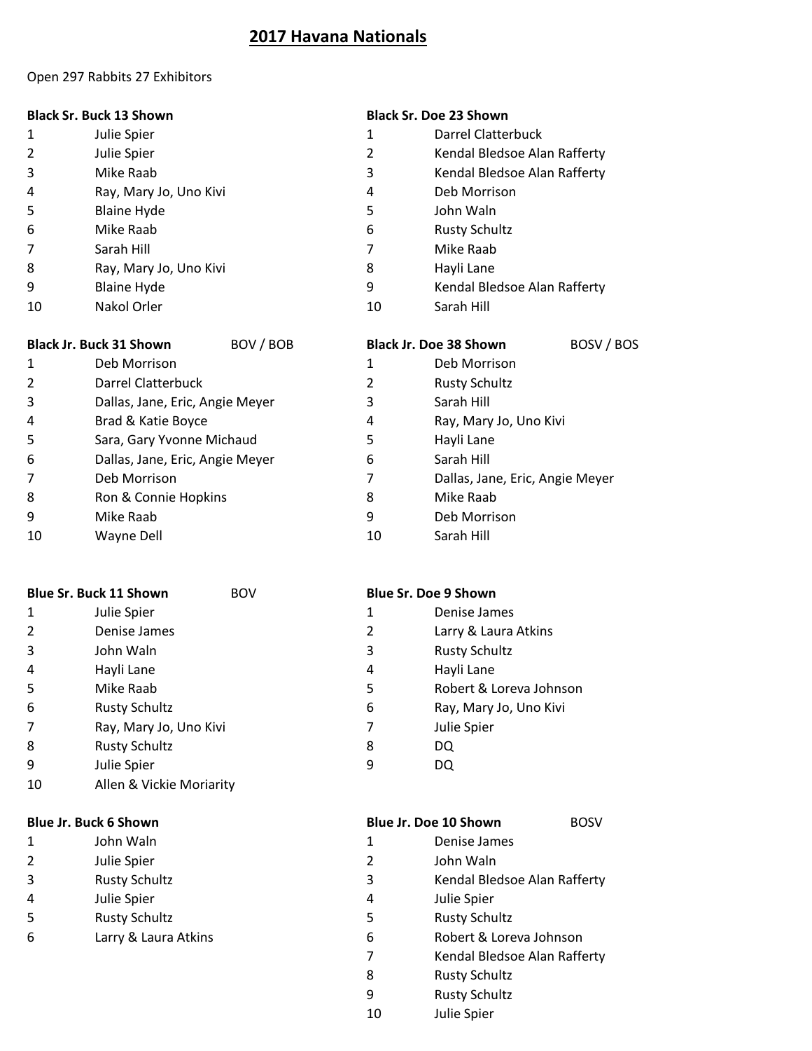# 2017 Havana Nationals

Open 297 Rabbits 27 Exhibitors

**Black Sr. Buck 13 Shown**

| | |
|---|---|
| 1 | Julie Spier |
| 2 | Julie Spier |
| 3 | Mike Raab |
| 4 | Ray, Mary Jo, Uno Kivi |
| 5 | Blaine Hyde |
| 6 | Mike Raab |
| 7 | Sarah Hill |
| 8 | Ray, Mary Jo, Uno Kivi |
| 9 | Blaine Hyde |
| 10 | Nakol Orler |

**Black Sr. Doe 23 Shown**

| | |
|---|---|
| 1 | Darrel Clatterbuck |
| 2 | Kendal Bledsoe Alan Rafferty |
| 3 | Kendal Bledsoe Alan Rafferty |
| 4 | Deb Morrison |
| 5 | John Waln |
| 6 | Rusty Schultz |
| 7 | Mike Raab |
| 8 | Hayli Lane |
| 9 | Kendal Bledsoe Alan Rafferty |
| 10 | Sarah Hill |

**Black Jr. Buck 31 Shown** BOV / BOB

| | |
|---|---|
| 1 | Deb Morrison |
| 2 | Darrel Clatterbuck |
| 3 | Dallas, Jane, Eric, Angie Meyer |
| 4 | Brad & Katie Boyce |
| 5 | Sara, Gary Yvonne Michaud |
| 6 | Dallas, Jane, Eric, Angie Meyer |
| 7 | Deb Morrison |
| 8 | Ron & Connie Hopkins |
| 9 | Mike Raab |
| 10 | Wayne Dell |

**Black Jr. Doe 38 Shown** BOSV / BOS

| | |
|---|---|
| 1 | Deb Morrison |
| 2 | Rusty Schultz |
| 3 | Sarah Hill |
| 4 | Ray, Mary Jo, Uno Kivi |
| 5 | Hayli Lane |
| 6 | Sarah Hill |
| 7 | Dallas, Jane, Eric, Angie Meyer |
| 8 | Mike Raab |
| 9 | Deb Morrison |
| 10 | Sarah Hill |

**Blue Sr. Buck 11 Shown** BOV

| | |
|---|---|
| 1 | Julie Spier |
| 2 | Denise James |
| 3 | John Waln |
| 4 | Hayli Lane |
| 5 | Mike Raab |
| 6 | Rusty Schultz |
| 7 | Ray, Mary Jo, Uno Kivi |
| 8 | Rusty Schultz |
| 9 | Julie Spier |
| 10 | Allen & Vickie Moriarity |

**Blue Sr. Doe 9 Shown**

| | |
|---|---|
| 1 | Denise James |
| 2 | Larry & Laura Atkins |
| 3 | Rusty Schultz |
| 4 | Hayli Lane |
| 5 | Robert & Loreva Johnson |
| 6 | Ray, Mary Jo, Uno Kivi |
| 7 | Julie Spier |
| 8 | DQ |
| 9 | DQ |

**Blue Jr. Buck 6 Shown**

| | |
|---|---|
| 1 | John Waln |
| 2 | Julie Spier |
| 3 | Rusty Schultz |
| 4 | Julie Spier |
| 5 | Rusty Schultz |
| 6 | Larry & Laura Atkins |

**Blue Jr. Doe 10 Shown** BOSV

| | |
|---|---|
| 1 | Denise James |
| 2 | John Waln |
| 3 | Kendal Bledsoe Alan Rafferty |
| 4 | Julie Spier |
| 5 | Rusty Schultz |
| 6 | Robert & Loreva Johnson |
| 7 | Kendal Bledsoe Alan Rafferty |
| 8 | Rusty Schultz |
| 9 | Rusty Schultz |
| 10 | Julie Spier |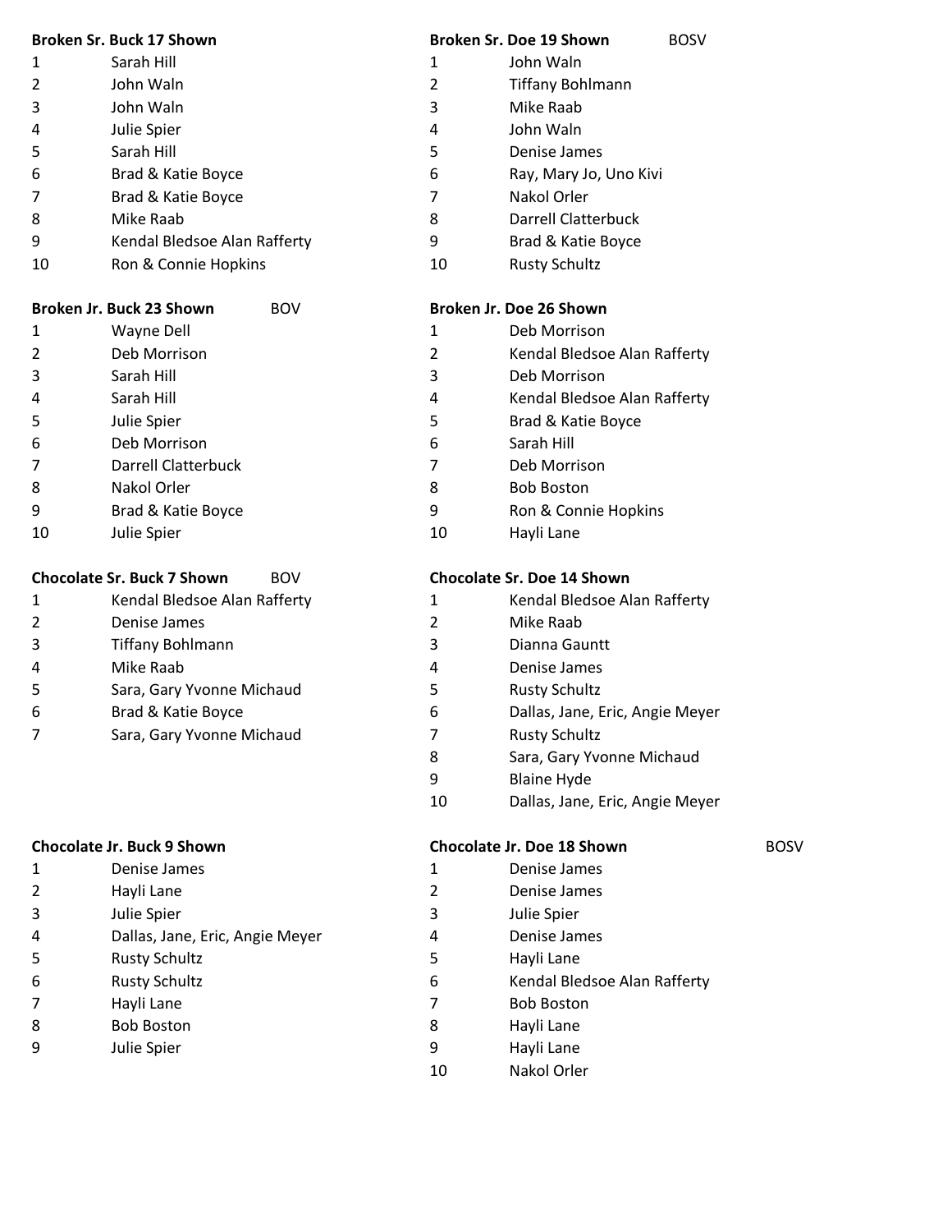**Broken Sr. Buck 17 Shown**

| | |
|---|---|
| 1 | Sarah Hill |
| 2 | John Waln |
| 3 | John Waln |
| 4 | Julie Spier |
| 5 | Sarah Hill |
| 6 | Brad & Katie Boyce |
| 7 | Brad & Katie Boyce |
| 8 | Mike Raab |
| 9 | Kendal Bledsoe Alan Rafferty |
| 10 | Ron & Connie Hopkins |

**Broken Sr. Doe 19 Shown** BOSV

| | |
|---|---|
| 1 | John Waln |
| 2 | Tiffany Bohlmann |
| 3 | Mike Raab |
| 4 | John Waln |
| 5 | Denise James |
| 6 | Ray, Mary Jo, Uno Kivi |
| 7 | Nakol Orler |
| 8 | Darrell Clatterbuck |
| 9 | Brad & Katie Boyce |
| 10 | Rusty Schultz |

**Broken Jr. Buck 23 Shown** BOV

| | |
|---|---|
| 1 | Wayne Dell |
| 2 | Deb Morrison |
| 3 | Sarah Hill |
| 4 | Sarah Hill |
| 5 | Julie Spier |
| 6 | Deb Morrison |
| 7 | Darrell Clatterbuck |
| 8 | Nakol Orler |
| 9 | Brad & Katie Boyce |
| 10 | Julie Spier |

**Broken Jr. Doe 26 Shown**

| | |
|---|---|
| 1 | Deb Morrison |
| 2 | Kendal Bledsoe Alan Rafferty |
| 3 | Deb Morrison |
| 4 | Kendal Bledsoe Alan Rafferty |
| 5 | Brad & Katie Boyce |
| 6 | Sarah Hill |
| 7 | Deb Morrison |
| 8 | Bob Boston |
| 9 | Ron & Connie Hopkins |
| 10 | Hayli Lane |

**Chocolate Sr. Buck 7 Shown** BOV

| | |
|---|---|
| 1 | Kendal Bledsoe Alan Rafferty |
| 2 | Denise James |
| 3 | Tiffany Bohlmann |
| 4 | Mike Raab |
| 5 | Sara, Gary Yvonne Michaud |
| 6 | Brad & Katie Boyce |
| 7 | Sara, Gary Yvonne Michaud |

**Chocolate Sr. Doe 14 Shown**

| | |
|---|---|
| 1 | Kendal Bledsoe Alan Rafferty |
| 2 | Mike Raab |
| 3 | Dianna Gauntt |
| 4 | Denise James |
| 5 | Rusty Schultz |
| 6 | Dallas, Jane, Eric, Angie Meyer |
| 7 | Rusty Schultz |
| 8 | Sara, Gary Yvonne Michaud |
| 9 | Blaine Hyde |
| 10 | Dallas, Jane, Eric, Angie Meyer |

**Chocolate Jr. Buck 9 Shown**

| | |
|---|---|
| 1 | Denise James |
| 2 | Hayli Lane |
| 3 | Julie Spier |
| 4 | Dallas, Jane, Eric, Angie Meyer |
| 5 | Rusty Schultz |
| 6 | Rusty Schultz |
| 7 | Hayli Lane |
| 8 | Bob Boston |
| 9 | Julie Spier |

**Chocolate Jr. Doe 18 Shown** BOSV

| | |
|---|---|
| 1 | Denise James |
| 2 | Denise James |
| 3 | Julie Spier |
| 4 | Denise James |
| 5 | Hayli Lane |
| 6 | Kendal Bledsoe Alan Rafferty |
| 7 | Bob Boston |
| 8 | Hayli Lane |
| 9 | Hayli Lane |
| 10 | Nakol Orler |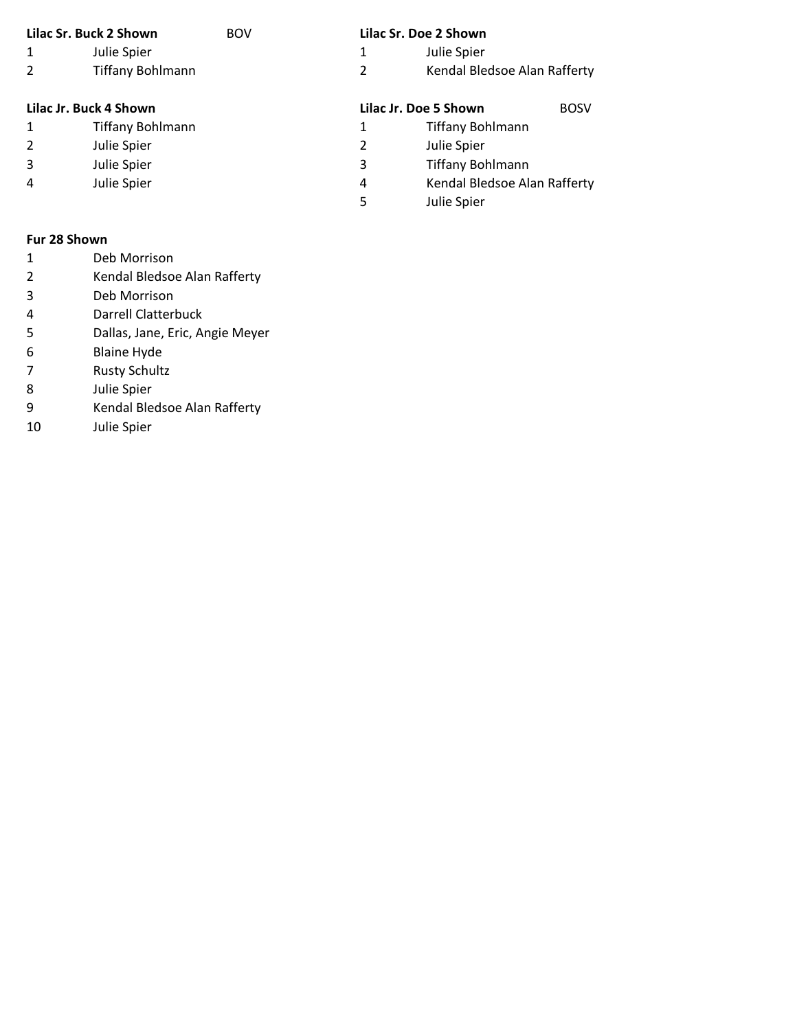**Lilac Sr. Buck 2 Shown** BOV

| Place | Exhibitor |
| --- | --- |
| 1 | Julie Spier |
| 2 | Tiffany Bohlmann |

**Lilac Sr. Doe 2 Shown**

| Place | Exhibitor |
| --- | --- |
| 1 | Julie Spier |
| 2 | Kendal Bledsoe Alan Rafferty |

**Lilac Jr. Buck 4 Shown**

| Place | Exhibitor |
| --- | --- |
| 1 | Tiffany Bohlmann |
| 2 | Julie Spier |
| 3 | Julie Spier |
| 4 | Julie Spier |

**Lilac Jr. Doe 5 Shown** BOSV

| Place | Exhibitor |
| --- | --- |
| 1 | Tiffany Bohlmann |
| 2 | Julie Spier |
| 3 | Tiffany Bohlmann |
| 4 | Kendal Bledsoe Alan Rafferty |
| 5 | Julie Spier |

**Fur 28 Shown**

| Place | Exhibitor |
| --- | --- |
| 1 | Deb Morrison |
| 2 | Kendal Bledsoe Alan Rafferty |
| 3 | Deb Morrison |
| 4 | Darrell Clatterbuck |
| 5 | Dallas, Jane, Eric, Angie Meyer |
| 6 | Blaine Hyde |
| 7 | Rusty Schultz |
| 8 | Julie Spier |
| 9 | Kendal Bledsoe Alan Rafferty |
| 10 | Julie Spier |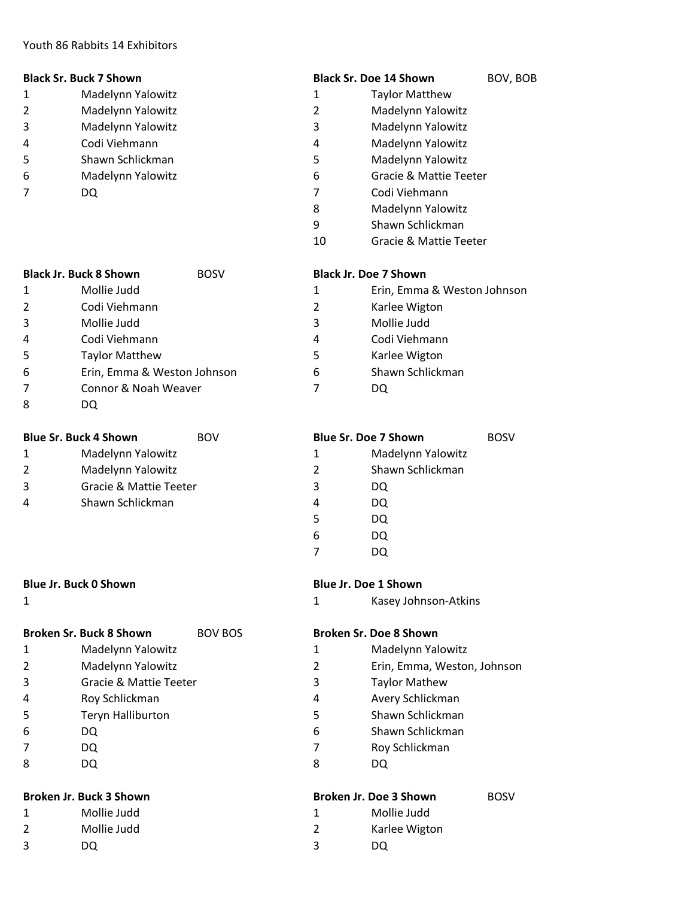Youth 86 Rabbits 14 Exhibitors

**Black Sr. Buck 7 Shown**

| | |
|---|---|
| 1 | Madelynn Yalowitz |
| 2 | Madelynn Yalowitz |
| 3 | Madelynn Yalowitz |
| 4 | Codi Viehmann |
| 5 | Shawn Schlickman |
| 6 | Madelynn Yalowitz |
| 7 | DQ |

**Black Sr. Doe 14 Shown** BOV, BOB

| | |
|---|---|
| 1 | Taylor Matthew |
| 2 | Madelynn Yalowitz |
| 3 | Madelynn Yalowitz |
| 4 | Madelynn Yalowitz |
| 5 | Madelynn Yalowitz |
| 6 | Gracie & Mattie Teeter |
| 7 | Codi Viehmann |
| 8 | Madelynn Yalowitz |
| 9 | Shawn Schlickman |
| 10 | Gracie & Mattie Teeter |

**Black Jr. Buck 8 Shown** BOSV

| | |
|---|---|
| 1 | Mollie Judd |
| 2 | Codi Viehmann |
| 3 | Mollie Judd |
| 4 | Codi Viehmann |
| 5 | Taylor Matthew |
| 6 | Erin, Emma & Weston Johnson |
| 7 | Connor & Noah Weaver |
| 8 | DQ |

**Black Jr. Doe 7 Shown**

| | |
|---|---|
| 1 | Erin, Emma & Weston Johnson |
| 2 | Karlee Wigton |
| 3 | Mollie Judd |
| 4 | Codi Viehmann |
| 5 | Karlee Wigton |
| 6 | Shawn Schlickman |
| 7 | DQ |

**Blue Sr. Buck 4 Shown** BOV

| | |
|---|---|
| 1 | Madelynn Yalowitz |
| 2 | Madelynn Yalowitz |
| 3 | Gracie & Mattie Teeter |
| 4 | Shawn Schlickman |

**Blue Sr. Doe 7 Shown** BOSV

| | |
|---|---|
| 1 | Madelynn Yalowitz |
| 2 | Shawn Schlickman |
| 3 | DQ |
| 4 | DQ |
| 5 | DQ |
| 6 | DQ |
| 7 | DQ |

**Blue Jr. Buck 0 Shown**

| | |
|---|---|
| 1 | |

**Blue Jr. Doe 1 Shown**

| | |
|---|---|
| 1 | Kasey Johnson-Atkins |

**Broken Sr. Buck 8 Shown** BOV BOS

| | |
|---|---|
| 1 | Madelynn Yalowitz |
| 2 | Madelynn Yalowitz |
| 3 | Gracie & Mattie Teeter |
| 4 | Roy Schlickman |
| 5 | Teryn Halliburton |
| 6 | DQ |
| 7 | DQ |
| 8 | DQ |

**Broken Sr. Doe 8 Shown**

| | |
|---|---|
| 1 | Madelynn Yalowitz |
| 2 | Erin, Emma, Weston, Johnson |
| 3 | Taylor Mathew |
| 4 | Avery Schlickman |
| 5 | Shawn Schlickman |
| 6 | Shawn Schlickman |
| 7 | Roy Schlickman |
| 8 | DQ |

**Broken Jr. Buck 3 Shown**

| | |
|---|---|
| 1 | Mollie Judd |
| 2 | Mollie Judd |
| 3 | DQ |

**Broken Jr. Doe 3 Shown** BOSV

| | |
|---|---|
| 1 | Mollie Judd |
| 2 | Karlee Wigton |
| 3 | DQ |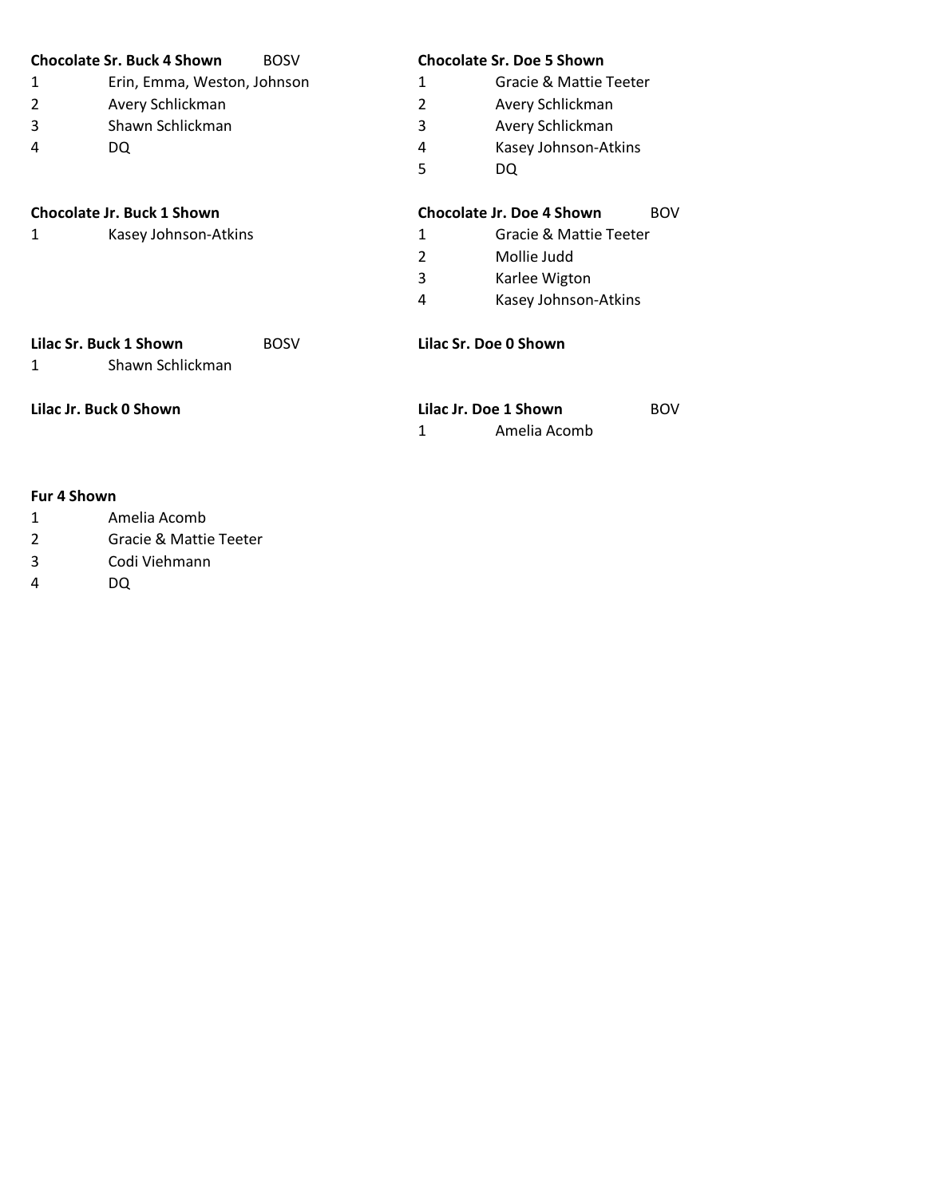**Chocolate Sr. Buck 4 Shown** BOSV

1 Erin, Emma, Weston, Johnson
2 Avery Schlickman
3 Shawn Schlickman
4 DQ

**Chocolate Sr. Doe 5 Shown**

1 Gracie & Mattie Teeter
2 Avery Schlickman
3 Avery Schlickman
4 Kasey Johnson-Atkins
5 DQ

**Chocolate Jr. Buck 1 Shown**

1 Kasey Johnson-Atkins

**Chocolate Jr. Doe 4 Shown** BOV

1 Gracie & Mattie Teeter
2 Mollie Judd
3 Karlee Wigton
4 Kasey Johnson-Atkins

**Lilac Sr. Buck 1 Shown** BOSV

1 Shawn Schlickman

**Lilac Sr. Doe 0 Shown**

**Lilac Jr. Buck 0 Shown**

**Lilac Jr. Doe 1 Shown** BOV

1 Amelia Acomb

**Fur 4 Shown**

1 Amelia Acomb
2 Gracie & Mattie Teeter
3 Codi Viehmann
4 DQ